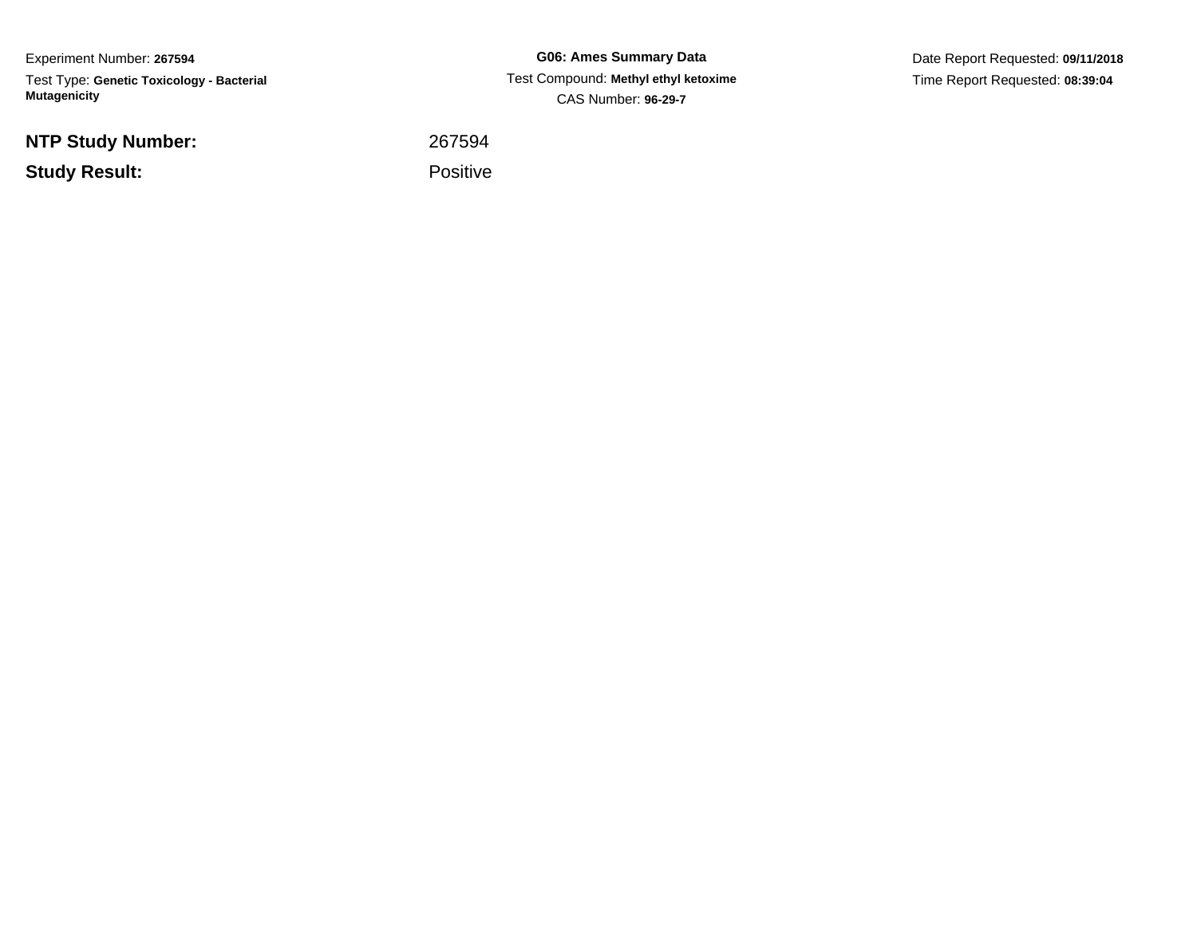Experiment Number: **267594**

Test Type: **Genetic Toxicology - Bacterial Mutagenicity**

**G06: Ames Summary Data**

Test Compound: **Methyl ethyl ketoxime**

CAS Number: **96-29-7**

Date Report Requested: **09/11/2018**

Time Report Requested: **08:39:04**

**NTP Study Number:** 267594

**Study Result:** Positive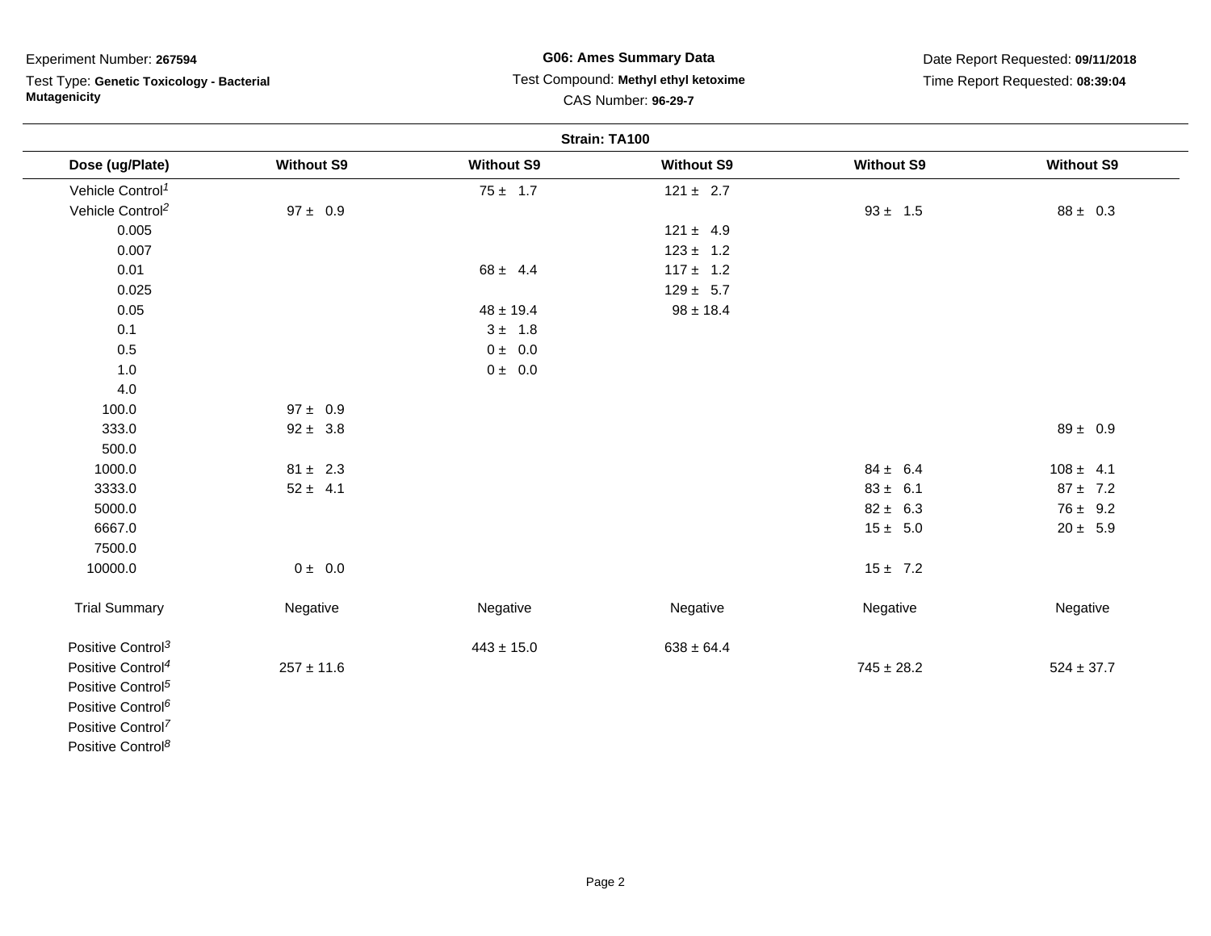Experiment Number: **267594**

Test Type: **Genetic Toxicology - Bacterial Mutagenicity**

**G06: Ames Summary Data**

Test Compound: **Methyl ethyl ketoxime**

CAS Number: **96-29-7**

Date Report Requested: **09/11/2018**

Time Report Requested: **08:39:04**

**Strain: TA100**

| Dose (ug/Plate) | Without S9 | Without S9 | Without S9 | Without S9 | Without S9 |
|---|---|---|---|---|---|
| Vehicle Control[1] | | 75 ± 1.7 | 121 ± 2.7 | | |
| Vehicle Control[2] | 97 ± 0.9 | | | 93 ± 1.5 | 88 ± 0.3 |
| 0.005 | | | 121 ± 4.9 | | |
| 0.007 | | | 123 ± 1.2 | | |
| 0.01 | | 68 ± 4.4 | 117 ± 1.2 | | |
| 0.025 | | | 129 ± 5.7 | | |
| 0.05 | | 48 ± 19.4 | 98 ± 18.4 | | |
| 0.1 | | 3 ± 1.8 | | | |
| 0.5 | | 0 ± 0.0 | | | |
| 1.0 | | 0 ± 0.0 | | | |
| 4.0 | | | | | |
| 100.0 | 97 ± 0.9 | | | | |
| 333.0 | 92 ± 3.8 | | | | 89 ± 0.9 |
| 500.0 | | | | | |
| 1000.0 | 81 ± 2.3 | | | 84 ± 6.4 | 108 ± 4.1 |
| 3333.0 | 52 ± 4.1 | | | 83 ± 6.1 | 87 ± 7.2 |
| 5000.0 | | | | 82 ± 6.3 | 76 ± 9.2 |
| 6667.0 | | | | 15 ± 5.0 | 20 ± 5.9 |
| 7500.0 | | | | | |
| 10000.0 | 0 ± 0.0 | | | 15 ± 7.2 | |
| Trial Summary | Negative | Negative | Negative | Negative | Negative |
| Positive Control[3] | | 443 ± 15.0 | 638 ± 64.4 | | |
| Positive Control[4] | 257 ± 11.6 | | | 745 ± 28.2 | 524 ± 37.7 |
| Positive Control[5] | | | | | |
| Positive Control[6] | | | | | |
| Positive Control[7] | | | | | |
| Positive Control[8] | | | | | |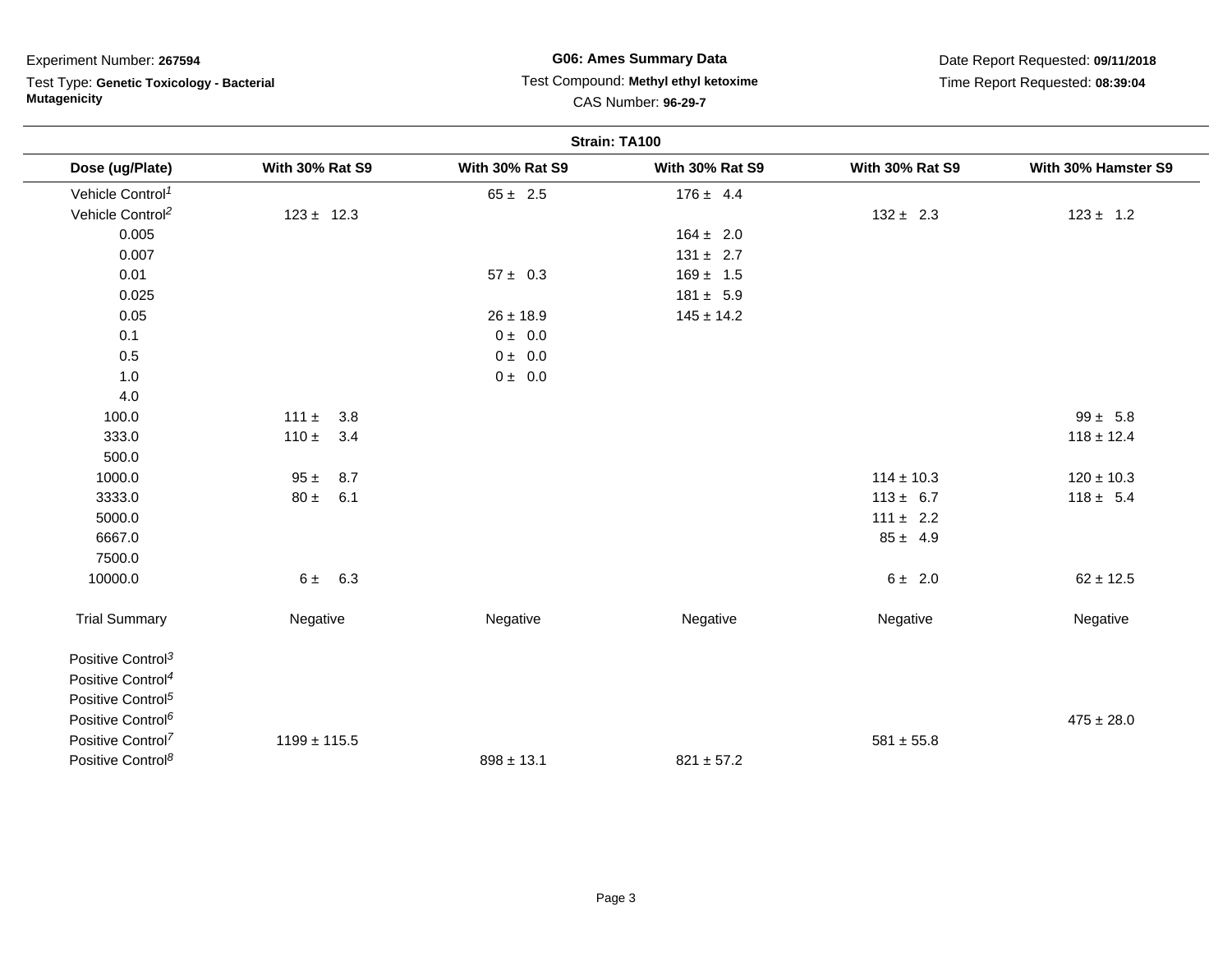Experiment Number: **267594**

Test Type: **Genetic Toxicology - Bacterial Mutagenicity**

**G06: Ames Summary Data**

Test Compound: **Methyl ethyl ketoxime**

CAS Number: **96-29-7**

Date Report Requested: **09/11/2018**

Time Report Requested: **08:39:04**

**Strain: TA100**

| Dose (ug/Plate) | With 30% Rat S9 | With 30% Rat S9 | With 30% Rat S9 | With 30% Rat S9 | With 30% Hamster S9 |
|---|---|---|---|---|---|
| Vehicle Control[1] | | 65 ± 2.5 | 176 ± 4.4 | | |
| Vehicle Control[2] | 123 ± 12.3 | | | 132 ± 2.3 | 123 ± 1.2 |
| 0.005 | | | 164 ± 2.0 | | |
| 0.007 | | | 131 ± 2.7 | | |
| 0.01 | | 57 ± 0.3 | 169 ± 1.5 | | |
| 0.025 | | | 181 ± 5.9 | | |
| 0.05 | | 26 ± 18.9 | 145 ± 14.2 | | |
| 0.1 | | 0 ± 0.0 | | | |
| 0.5 | | 0 ± 0.0 | | | |
| 1.0 | | 0 ± 0.0 | | | |
| 4.0 | | | | | |
| 100.0 | 111 ± 3.8 | | | | 99 ± 5.8 |
| 333.0 | 110 ± 3.4 | | | | 118 ± 12.4 |
| 500.0 | | | | | |
| 1000.0 | 95 ± 8.7 | | | 114 ± 10.3 | 120 ± 10.3 |
| 3333.0 | 80 ± 6.1 | | | 113 ± 6.7 | 118 ± 5.4 |
| 5000.0 | | | | 111 ± 2.2 | |
| 6667.0 | | | | 85 ± 4.9 | |
| 7500.0 | | | | | |
| 10000.0 | 6 ± 6.3 | | | 6 ± 2.0 | 62 ± 12.5 |
| Trial Summary | Negative | Negative | Negative | Negative | Negative |
| Positive Control[3] | | | | | |
| Positive Control[4] | | | | | |
| Positive Control[5] | | | | | |
| Positive Control[6] | | | | | 475 ± 28.0 |
| Positive Control[7] | 1199 ± 115.5 | | | 581 ± 55.8 | |
| Positive Control[8] | | 898 ± 13.1 | 821 ± 57.2 | | |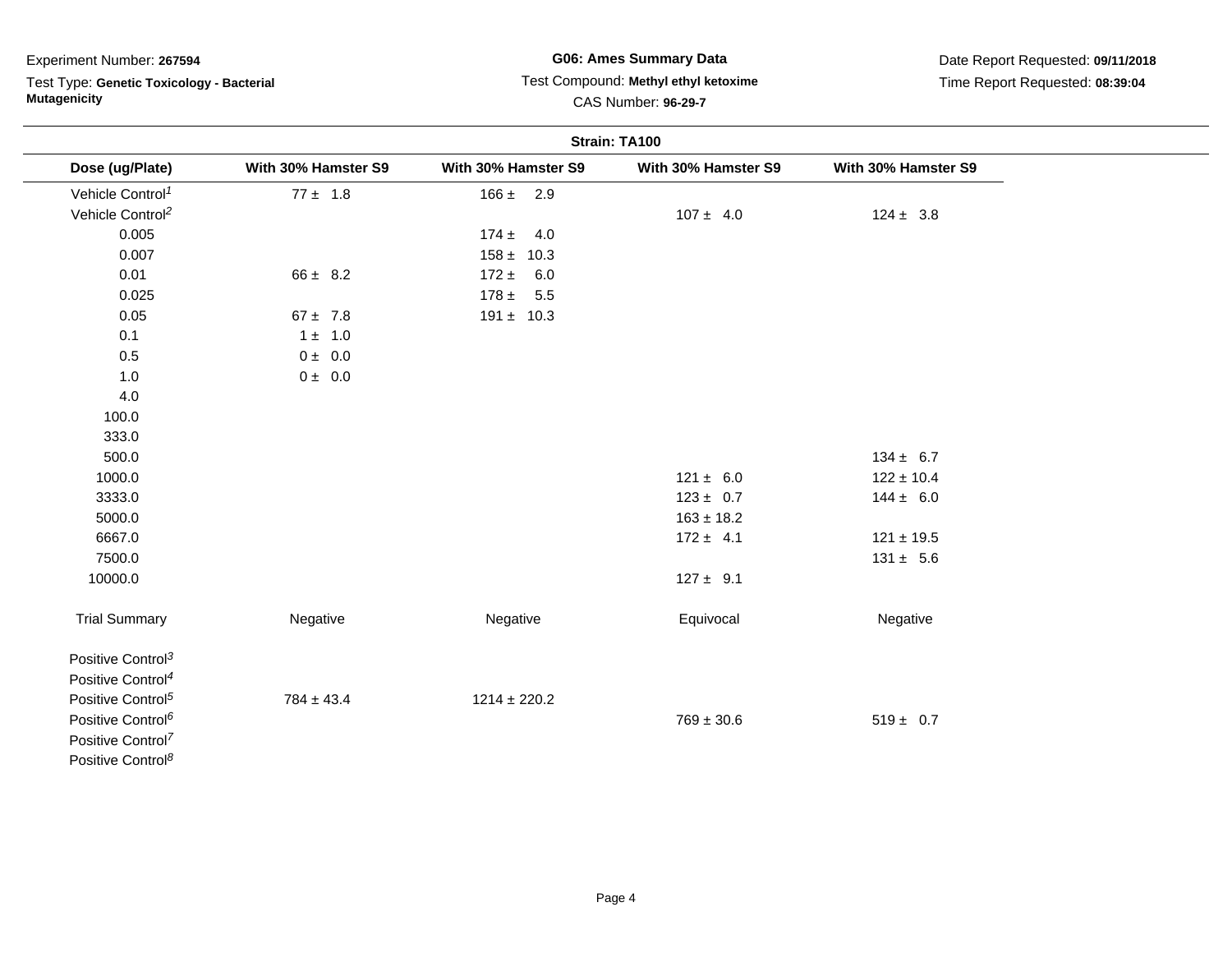Experiment Number: **267594**

Test Type: **Genetic Toxicology - Bacterial Mutagenicity**

**G06: Ames Summary Data**

Test Compound: **Methyl ethyl ketoxime**

CAS Number: **96-29-7**

Date Report Requested: **09/11/2018**

Time Report Requested: **08:39:04**

**Strain: TA100**

| Dose (ug/Plate) | With 30% Hamster S9 | With 30% Hamster S9 | With 30% Hamster S9 | With 30% Hamster S9 |
|---|---|---|---|---|
| Vehicle Control[1] | 77 ± 1.8 | 166 ± 2.9 | | |
| Vehicle Control[2] | | | 107 ± 4.0 | 124 ± 3.8 |
| 0.005 | | 174 ± 4.0 | | |
| 0.007 | | 158 ± 10.3 | | |
| 0.01 | 66 ± 8.2 | 172 ± 6.0 | | |
| 0.025 | | 178 ± 5.5 | | |
| 0.05 | 67 ± 7.8 | 191 ± 10.3 | | |
| 0.1 | 1 ± 1.0 | | | |
| 0.5 | 0 ± 0.0 | | | |
| 1.0 | 0 ± 0.0 | | | |
| 4.0 | | | | |
| 100.0 | | | | |
| 333.0 | | | | |
| 500.0 | | | | 134 ± 6.7 |
| 1000.0 | | | 121 ± 6.0 | 122 ± 10.4 |
| 3333.0 | | | 123 ± 0.7 | 144 ± 6.0 |
| 5000.0 | | | 163 ± 18.2 | |
| 6667.0 | | | 172 ± 4.1 | 121 ± 19.5 |
| 7500.0 | | | | 131 ± 5.6 |
| 10000.0 | | | 127 ± 9.1 | |
| Trial Summary | Negative | Negative | Equivocal | Negative |
| Positive Control[3] | | | | |
| Positive Control[4] | | | | |
| Positive Control[5] | 784 ± 43.4 | 1214 ± 220.2 | | |
| Positive Control[6] | | | 769 ± 30.6 | 519 ± 0.7 |
| Positive Control[7] | | | | |
| Positive Control[8] | | | | |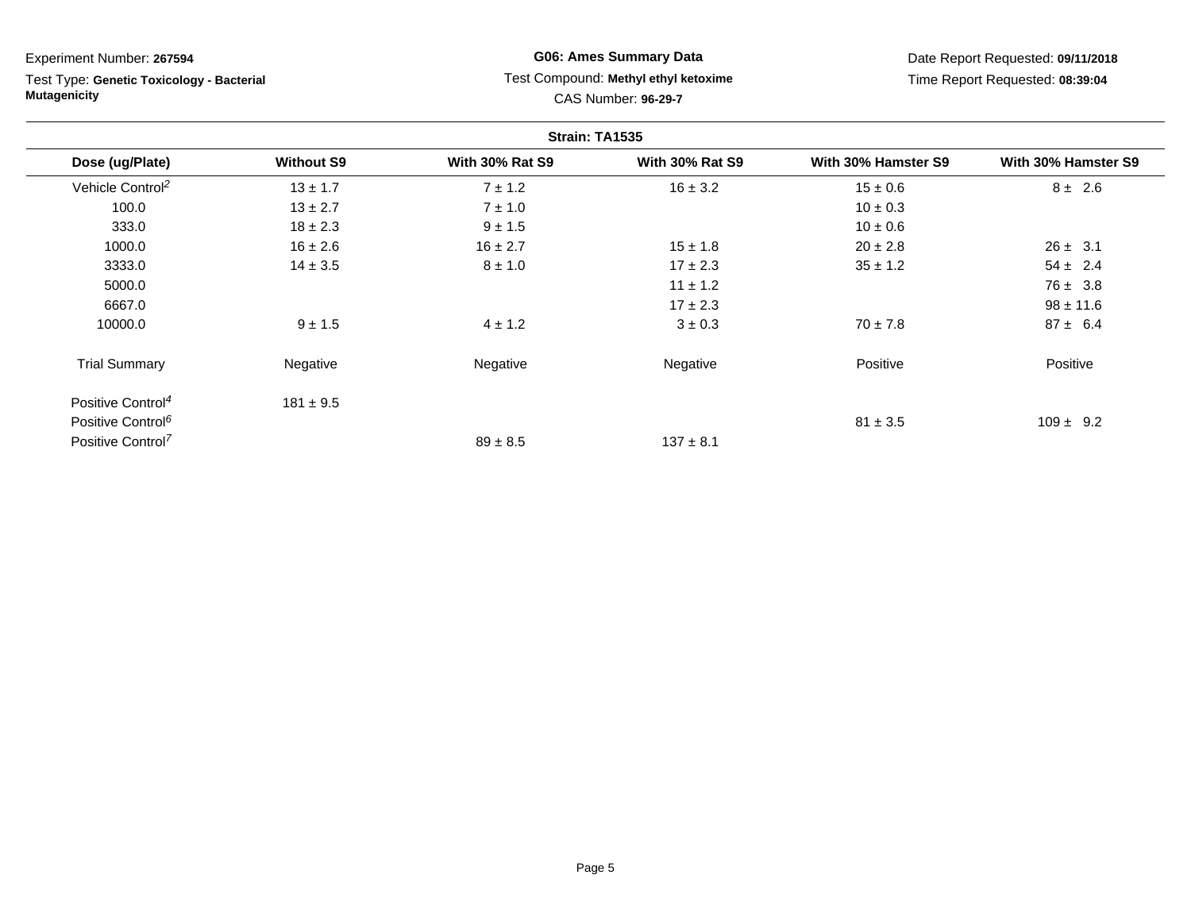Experiment Number: **267594**

Test Type: **Genetic Toxicology - Bacterial Mutagenicity**

**G06: Ames Summary Data**

Test Compound: **Methyl ethyl ketoxime**

CAS Number: **96-29-7**

Date Report Requested: **09/11/2018**

Time Report Requested: **08:39:04**

**Strain: TA1535**

| Dose (ug/Plate) | Without S9 | With 30% Rat S9 | With 30% Rat S9 | With 30% Hamster S9 | With 30% Hamster S9 |
|---|---|---|---|---|---|
| Vehicle Control[2] | 13 ± 1.7 | 7 ± 1.2 | 16 ± 3.2 | 15 ± 0.6 | 8 ± 2.6 |
| 100.0 | 13 ± 2.7 | 7 ± 1.0 | | 10 ± 0.3 | |
| 333.0 | 18 ± 2.3 | 9 ± 1.5 | | 10 ± 0.6 | |
| 1000.0 | 16 ± 2.6 | 16 ± 2.7 | 15 ± 1.8 | 20 ± 2.8 | 26 ± 3.1 |
| 3333.0 | 14 ± 3.5 | 8 ± 1.0 | 17 ± 2.3 | 35 ± 1.2 | 54 ± 2.4 |
| 5000.0 | | | 11 ± 1.2 | | 76 ± 3.8 |
| 6667.0 | | | 17 ± 2.3 | | 98 ± 11.6 |
| 10000.0 | 9 ± 1.5 | 4 ± 1.2 | 3 ± 0.3 | 70 ± 7.8 | 87 ± 6.4 |
| Trial Summary | Negative | Negative | Negative | Positive | Positive |
| Positive Control[4] | 181 ± 9.5 | | | | |
| Positive Control[6] | | | | 81 ± 3.5 | 109 ± 9.2 |
| Positive Control[7] | | 89 ± 8.5 | 137 ± 8.1 | | |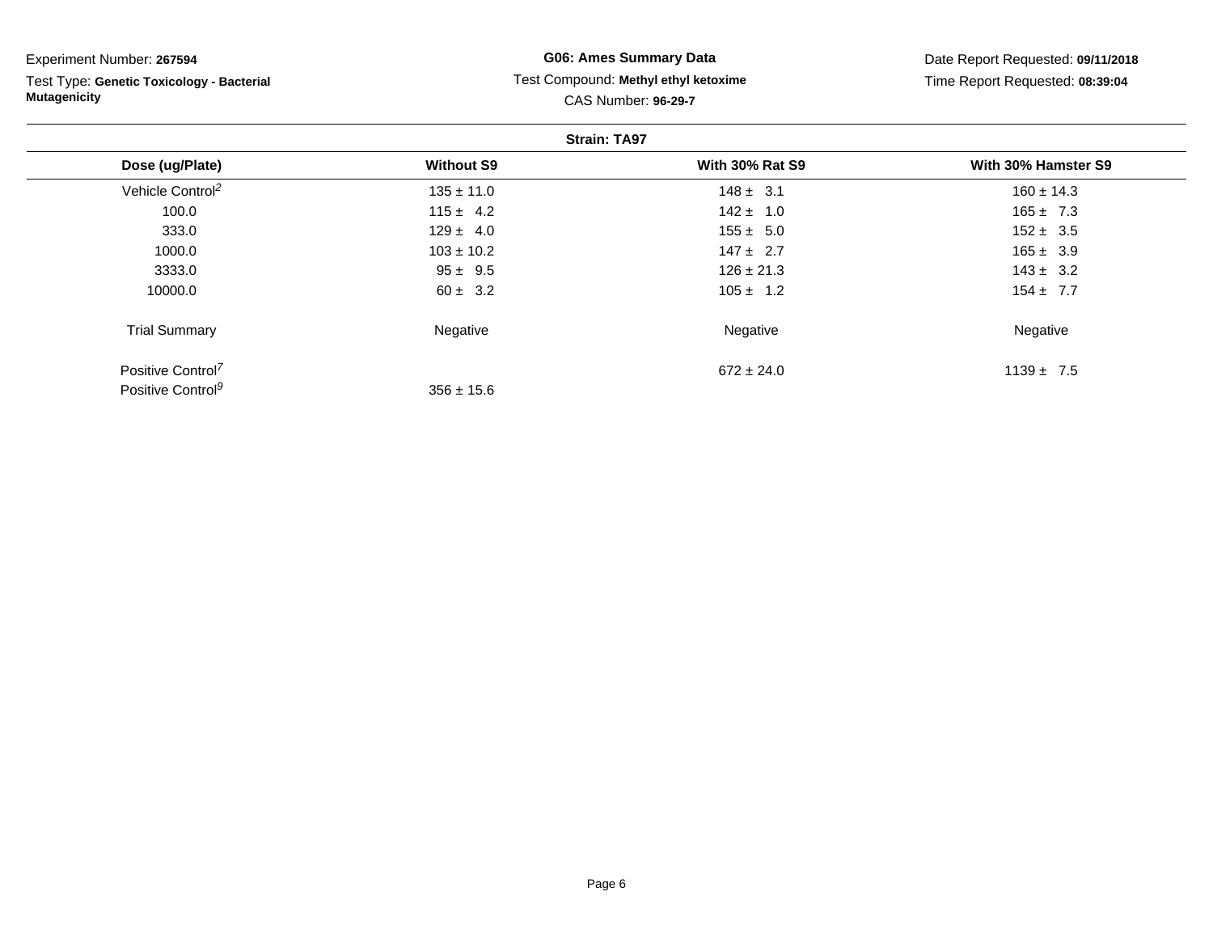Experiment Number: **267594**

Test Type: **Genetic Toxicology - Bacterial Mutagenicity**

**G06: Ames Summary Data**

Test Compound: **Methyl ethyl ketoxime**

CAS Number: **96-29-7**

Date Report Requested: **09/11/2018**

Time Report Requested: **08:39:04**

**Strain: TA97**

| Dose (ug/Plate) | Without S9 | With 30% Rat S9 | With 30% Hamster S9 |
|---|---|---|---|
| Vehicle Control[2] | 135 ± 11.0 | 148 ± 3.1 | 160 ± 14.3 |
| 100.0 | 115 ± 4.2 | 142 ± 1.0 | 165 ± 7.3 |
| 333.0 | 129 ± 4.0 | 155 ± 5.0 | 152 ± 3.5 |
| 1000.0 | 103 ± 10.2 | 147 ± 2.7 | 165 ± 3.9 |
| 3333.0 | 95 ± 9.5 | 126 ± 21.3 | 143 ± 3.2 |
| 10000.0 | 60 ± 3.2 | 105 ± 1.2 | 154 ± 7.7 |
| Trial Summary | Negative | Negative | Negative |
| Positive Control[7] | | 672 ± 24.0 | 1139 ± 7.5 |
| Positive Control[9] | 356 ± 15.6 | | |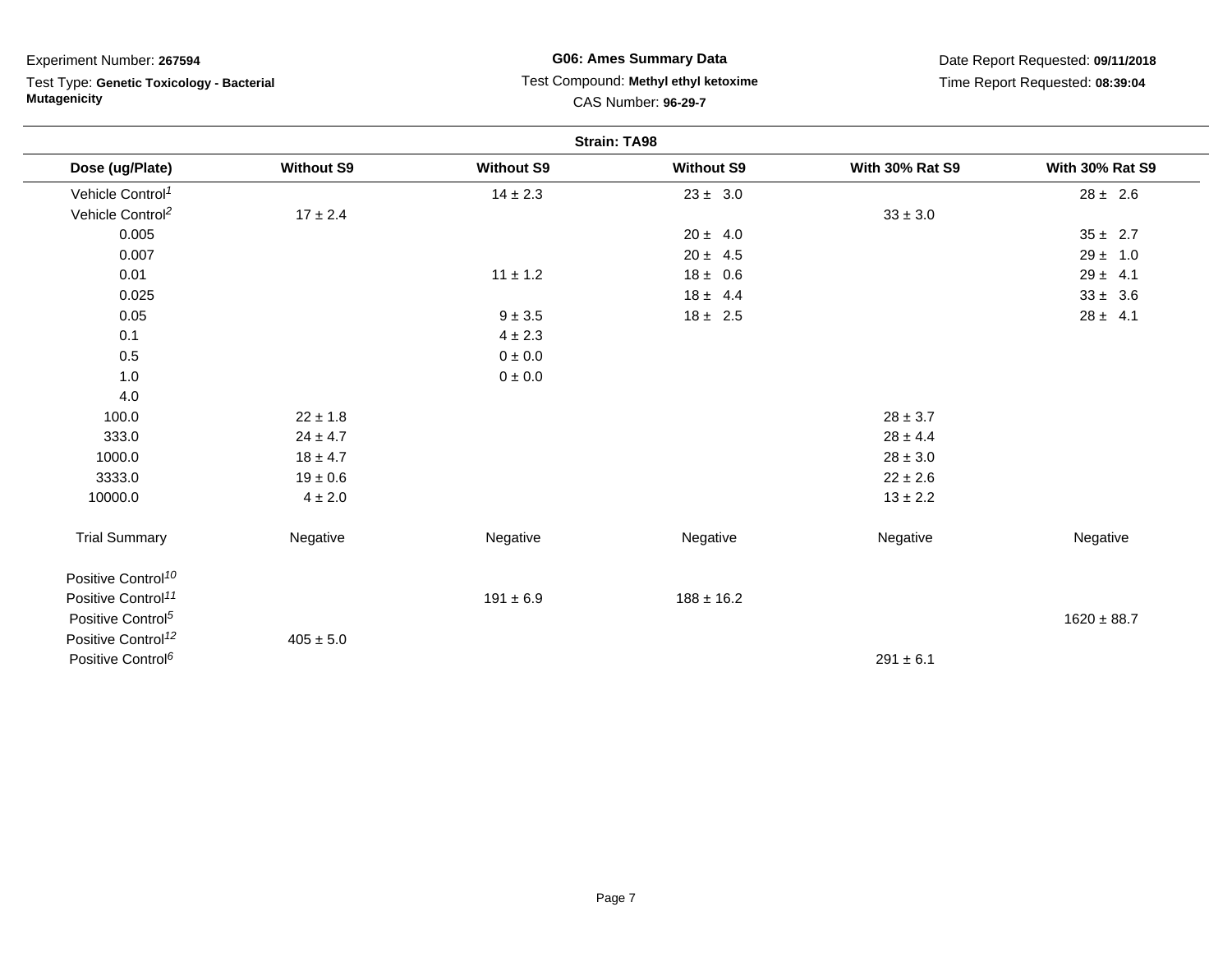Experiment Number: **267594**

Test Type: **Genetic Toxicology - Bacterial Mutagenicity**

**G06: Ames Summary Data**

Test Compound: **Methyl ethyl ketoxime**

CAS Number: **96-29-7**

Date Report Requested: **09/11/2018**

Time Report Requested: **08:39:04**

**Strain: TA98**

| Dose (ug/Plate) | Without S9 | Without S9 | Without S9 | With 30% Rat S9 | With 30% Rat S9 |
|---|---|---|---|---|---|
| Vehicle Control[1] | | 14 ± 2.3 | 23 ± 3.0 | | 28 ± 2.6 |
| Vehicle Control[2] | 17 ± 2.4 | | | 33 ± 3.0 | |
| 0.005 | | | 20 ± 4.0 | | 35 ± 2.7 |
| 0.007 | | | 20 ± 4.5 | | 29 ± 1.0 |
| 0.01 | | 11 ± 1.2 | 18 ± 0.6 | | 29 ± 4.1 |
| 0.025 | | | 18 ± 4.4 | | 33 ± 3.6 |
| 0.05 | | 9 ± 3.5 | 18 ± 2.5 | | 28 ± 4.1 |
| 0.1 | | 4 ± 2.3 | | | |
| 0.5 | | 0 ± 0.0 | | | |
| 1.0 | | 0 ± 0.0 | | | |
| 4.0 | | | | | |
| 100.0 | 22 ± 1.8 | | | 28 ± 3.7 | |
| 333.0 | 24 ± 4.7 | | | 28 ± 4.4 | |
| 1000.0 | 18 ± 4.7 | | | 28 ± 3.0 | |
| 3333.0 | 19 ± 0.6 | | | 22 ± 2.6 | |
| 10000.0 | 4 ± 2.0 | | | 13 ± 2.2 | |
| Trial Summary | Negative | Negative | Negative | Negative | Negative |
| Positive Control[10] | | | | | |
| Positive Control[11] | | 191 ± 6.9 | 188 ± 16.2 | | |
| Positive Control[5] | | | | | 1620 ± 88.7 |
| Positive Control[12] | 405 ± 5.0 | | | | |
| Positive Control[6] | | | | 291 ± 6.1 | |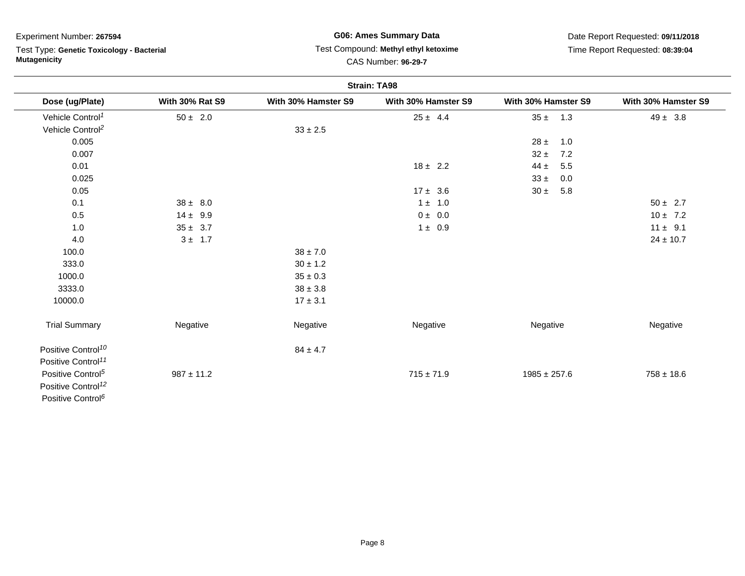Experiment Number: **267594**

Test Type: **Genetic Toxicology - Bacterial Mutagenicity**

**G06: Ames Summary Data**

Test Compound: **Methyl ethyl ketoxime**

CAS Number: **96-29-7**

Date Report Requested: **09/11/2018**

Time Report Requested: **08:39:04**

**Strain: TA98**

| Dose (ug/Plate) | With 30% Rat S9 | With 30% Hamster S9 | With 30% Hamster S9 | With 30% Hamster S9 | With 30% Hamster S9 |
|---|---|---|---|---|---|
| Vehicle Control[1] | 50 ± 2.0 | | 25 ± 4.4 | 35 ± 1.3 | 49 ± 3.8 |
| Vehicle Control[2] | | 33 ± 2.5 | | | |
| 0.005 | | | | 28 ± 1.0 | |
| 0.007 | | | | 32 ± 7.2 | |
| 0.01 | | | 18 ± 2.2 | 44 ± 5.5 | |
| 0.025 | | | | 33 ± 0.0 | |
| 0.05 | | | 17 ± 3.6 | 30 ± 5.8 | |
| 0.1 | 38 ± 8.0 | | 1 ± 1.0 | | 50 ± 2.7 |
| 0.5 | 14 ± 9.9 | | 0 ± 0.0 | | 10 ± 7.2 |
| 1.0 | 35 ± 3.7 | | 1 ± 0.9 | | 11 ± 9.1 |
| 4.0 | 3 ± 1.7 | | | | 24 ± 10.7 |
| 100.0 | | 38 ± 7.0 | | | |
| 333.0 | | 30 ± 1.2 | | | |
| 1000.0 | | 35 ± 0.3 | | | |
| 3333.0 | | 38 ± 3.8 | | | |
| 10000.0 | | 17 ± 3.1 | | | |
| Trial Summary | Negative | Negative | Negative | Negative | Negative |
| Positive Control[10] | | 84 ± 4.7 | | | |
| Positive Control[11] | | | | | |
| Positive Control[5] | 987 ± 11.2 | | 715 ± 71.9 | 1985 ± 257.6 | 758 ± 18.6 |
| Positive Control[12] | | | | | |
| Positive Control[6] | | | | | |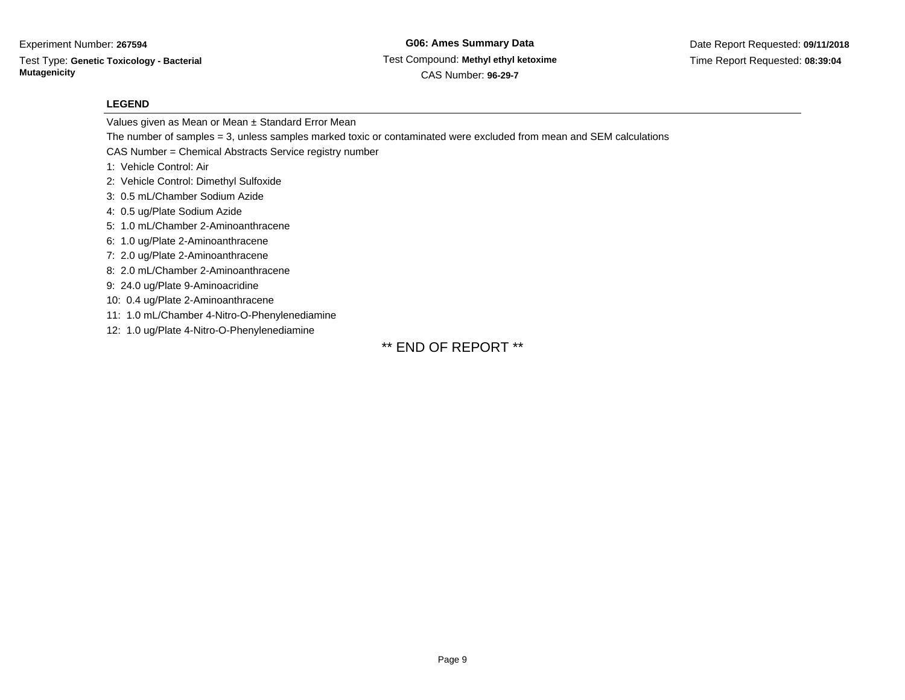**LEGEND**

Values given as Mean or Mean ± Standard Error Mean

The number of samples = 3, unless samples marked toxic or contaminated were excluded from mean and SEM calculations

CAS Number = Chemical Abstracts Service registry number

1: Vehicle Control: Air

2: Vehicle Control: Dimethyl Sulfoxide

3: 0.5 mL/Chamber Sodium Azide

4: 0.5 ug/Plate Sodium Azide

5: 1.0 mL/Chamber 2-Aminoanthracene

6: 1.0 ug/Plate 2-Aminoanthracene

7: 2.0 ug/Plate 2-Aminoanthracene

8: 2.0 mL/Chamber 2-Aminoanthracene

9: 24.0 ug/Plate 9-Aminoacridine

10: 0.4 ug/Plate 2-Aminoanthracene

11: 1.0 mL/Chamber 4-Nitro-O-Phenylenediamine

12: 1.0 ug/Plate 4-Nitro-O-Phenylenediamine

** END OF REPORT **